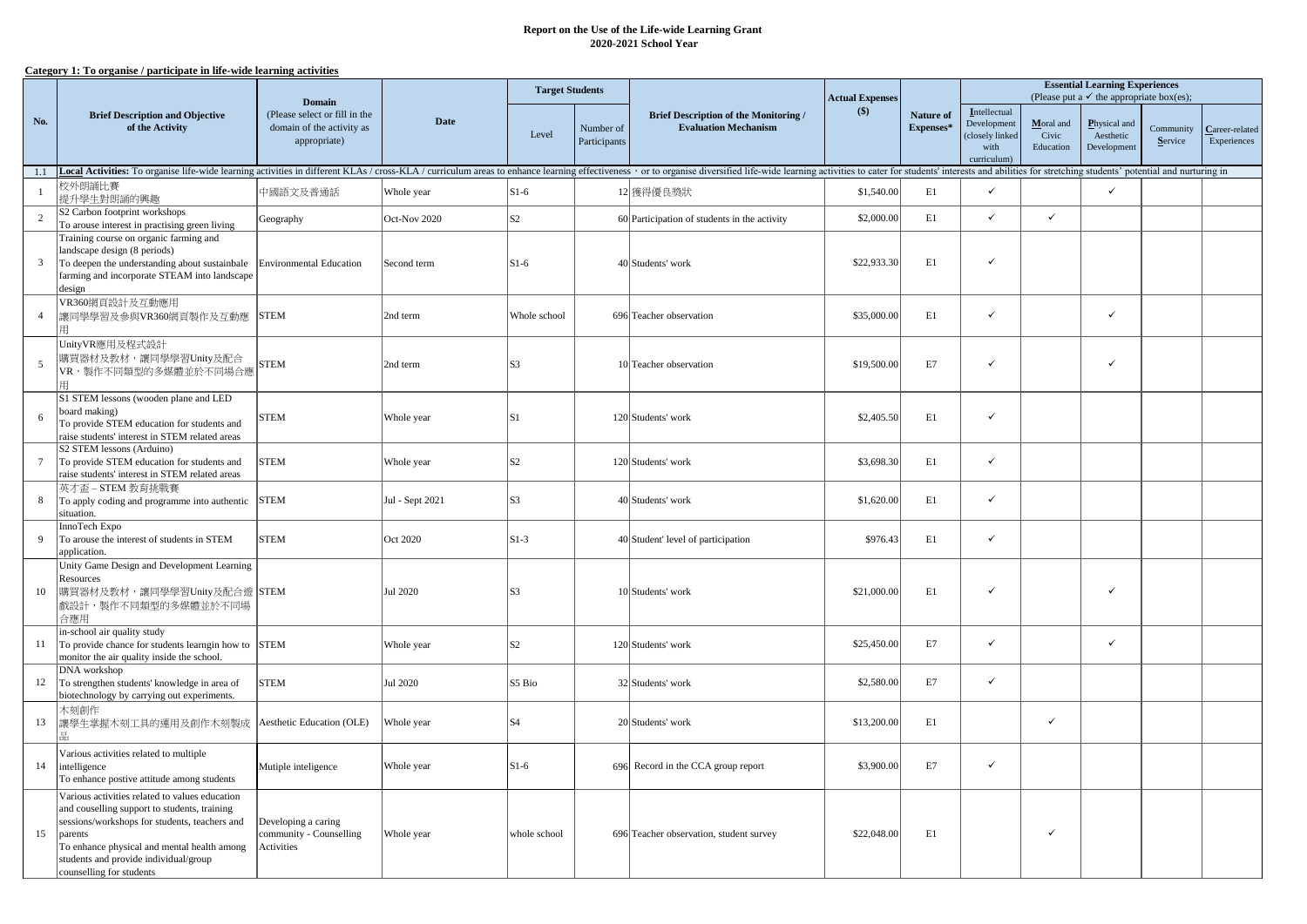**Report on the Use of the Life-wide Learning Grant**
**2020-2021 School Year**

**Category 1: To organise / participate in life-wide learning activities**

| No. | Brief Description and Objective of the Activity | Domain (Please select or fill in the domain of the activity as appropriate) | Date | Target Students | | Brief Description of the Monitoring / Evaluation Mechanism | Actual Expenses ($) | Nature of Expenses* | Essential Learning Experiences (Please put a ✓ the appropriate box(es); | | | | |
|---|---|---|---|---|---|---|---|---|---|---|---|---|---|
| | | | | Level | Number of Participants | | | | Intellectual Development (closely linked with curriculum) | Moral and Civic Education | Physical and Aesthetic Development | Community Service | Career-related Experiences |
| 1.1 | **Local Activities:** To organise life-wide learning activities in different KLAs / cross-KLA / curriculum areas to enhance learning effectiveness，or to organise diversified life-wide learning activities to cater for students' interests and abilities for stretching students' potential and nurturing in | | | | | | | | | | | | |
| 1 | 校外朗誦比賽<br>提升學生對朗誦的興趣 | 中國語文及普通話 | Whole year | S1-6 | 12 | 獲得優良獎狀 | $1,540.00 | E1 | ✓ | | ✓ | | |
| 2 | S2 Carbon footprint workshops<br>To arouse interest in practising green living | Geography | Oct-Nov 2020 | S2 | 60 | Participation of students in the activity | $2,000.00 | E1 | ✓ | ✓ | | | |
| 3 | Training course on organic farming and landscape design (8 periods)<br>To deepen the understanding about sustainbale farming and incorporate STEAM into landscape design | Environmental Education | Second term | S1-6 | 40 | Students' work | $22,933.30 | E1 | ✓ | | | | |
| 4 | VR360網頁設計及互動應用<br>讓同學學習及參與VR360網頁製作及互動應用 | STEM | 2nd term | Whole school | 696 | Teacher observation | $35,000.00 | E1 | ✓ | | ✓ | | |
| 5 | UnityVR應用及程式設計<br>購買器材及教材，讓同學學習Unity及配合VR，製作不同類型的多媒體並於不同場合應用 | STEM | 2nd term | S3 | 10 | Teacher observation | $19,500.00 | E7 | ✓ | | ✓ | | |
| 6 | S1 STEM lessons (wooden plane and LED board making)<br>To provide STEM education for students and raise students' interest in STEM related areas | STEM | Whole year | S1 | 120 | Students' work | $2,405.50 | E1 | ✓ | | | | |
| 7 | S2 STEM lessons (Arduino)<br>To provide STEM education for students and raise students' interest in STEM related areas | STEM | Whole year | S2 | 120 | Students' work | $3,698.30 | E1 | ✓ | | | | |
| 8 | 英才盃 – STEM 教育挑戰賽<br>To apply coding and programme into authentic situation. | STEM | Jul - Sept 2021 | S3 | 40 | Students' work | $1,620.00 | E1 | ✓ | | | | |
| 9 | InnoTech Expo<br>To arouse the interest of students in STEM application. | STEM | Oct 2020 | S1-3 | 40 | Student' level of participation | $976.43 | E1 | ✓ | | | | |
| 10 | Unity Game Design and Development Learning Resources<br>購買器材及教材，讓同學學習Unity及配合遊戲設計，製作不同類型的多媒體並於不同場合應用 | STEM | Jul 2020 | S3 | 10 | Students' work | $21,000.00 | E1 | ✓ | | ✓ | | |
| 11 | in-school air quality study<br>To provide chance for students learngin how to monitor the air quality inside the school. | STEM | Whole year | S2 | 120 | Students' work | $25,450.00 | E7 | ✓ | | ✓ | | |
| 12 | DNA workshop<br>To strengthen students' knowledge in area of biotechnology by carrying out experiments. | STEM | Jul 2020 | S5 Bio | 32 | Students' work | $2,580.00 | E7 | ✓ | | | | |
| 13 | 木刻創作<br>讓學生掌握木刻工具的運用及創作木刻製成品 | Aesthetic Education (OLE) | Whole year | S4 | 20 | Students' work | $13,200.00 | E1 | | ✓ | | | |
| 14 | Various activities related to multiple intelligence<br>To enhance postive attitude among students | Mutiple inteligence | Whole year | S1-6 | 696 | Record in the CCA group report | $3,900.00 | E7 | ✓ | | | | |
| 15 | Various activities related to values education and couselling support to students, training sessions/workshops for students, teachers and parents<br>To enhance physical and mental health among students and provide individual/group counselling for students | Developing a caring community - Counselling Activities | Whole year | whole school | 696 | Teacher observation, student survey | $22,048.00 | E1 | | ✓ | | | |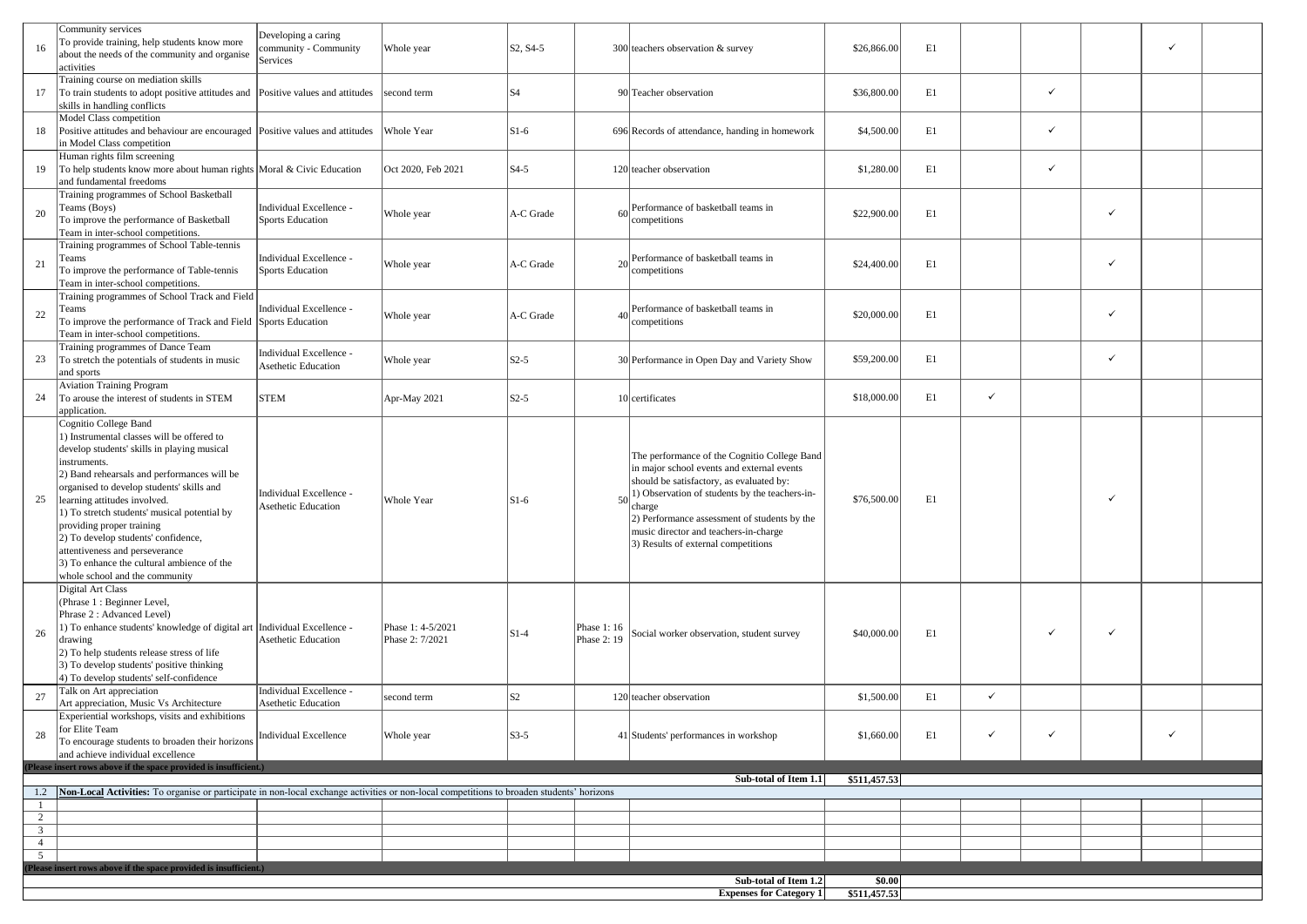| 16 | Community services<br>To provide training, help students know more about the needs of the community and organise activities | Developing a caring community - Community Services | Whole year | S2, S4-5 | 300 | teachers observation & survey | $26,866.00 | E1 | | | | ✓ | |
|---|---|---|---|---|---|---|---|---|---|---|---|---|---|
| 17 | Training course on mediation skills<br>To train students to adopt positive attitudes and skills in handling conflicts | Positive values and attitudes | second term | S4 | 90 | Teacher observation | $36,800.00 | E1 | | ✓ | | | |
| 18 | Model Class competition<br>Positive attitudes and behaviour are encouraged in Model Class competition | Positive values and attitudes | Whole Year | S1-6 | 696 | Records of attendance, handing in homework | $4,500.00 | E1 | | ✓ | | | |
| 19 | Human rights film screening<br>To help students know more about human rights and fundamental freedoms | Moral & Civic Education | Oct 2020, Feb 2021 | S4-5 | 120 | teacher observation | $1,280.00 | E1 | | ✓ | | | |
| 20 | Training programmes of School Basketball Teams (Boys)<br>To improve the performance of Basketball Team in inter-school competitions. | Individual Excellence - Sports Education | Whole year | A-C Grade | 60 | Performance of basketball teams in competitions | $22,900.00 | E1 | | | ✓ | | |
| 21 | Training programmes of School Table-tennis Teams<br>To improve the performance of Table-tennis Team in inter-school competitions. | Individual Excellence - Sports Education | Whole year | A-C Grade | 20 | Performance of basketball teams in competitions | $24,400.00 | E1 | | | ✓ | | |
| 22 | Training programmes of School Track and Field Teams<br>To improve the performance of Track and Field Team in inter-school competitions. | Individual Excellence - Sports Education | Whole year | A-C Grade | 40 | Performance of basketball teams in competitions | $20,000.00 | E1 | | | ✓ | | |
| 23 | Training programmes of Dance Team<br>To stretch the potentials of students in music and sports | Individual Excellence - Asethetic Education | Whole year | S2-5 | 30 | Performance in Open Day and Variety Show | $59,200.00 | E1 | | | ✓ | | |
| 24 | Aviation Training Program<br>To arouse the interest of students in STEM application. | STEM | Apr-May 2021 | S2-5 | 10 | certificates | $18,000.00 | E1 | ✓ | | | | |
| 25 | Cognitio College Band<br>1) Instrumental classes will be offered to develop students' skills in playing musical instruments.<br>2) Band rehearsals and performances will be organised to develop students' skills and learning attitudes involved.<br>1) To stretch students' musical potential by providing proper training<br>2) To develop students' confidence, attentiveness and perseverance<br>3) To enhance the cultural ambience of the whole school and the community | Individual Excellence - Asethetic Education | Whole Year | S1-6 | 50 | The performance of the Cognitio College Band in major school events and external events should be satisfactory, as evaluated by:<br>1) Observation of students by the teachers-in-charge<br>2) Performance assessment of students by the music director and teachers-in-charge<br>3) Results of external competitions | $76,500.00 | E1 | | | ✓ | | |
| 26 | Digital Art Class<br>(Phrase 1 : Beginner Level,<br>Phrase 2 : Advanced Level)<br>1) To enhance students' knowledge of digital art drawing<br>2) To help students release stress of life<br>3) To develop students' positive thinking<br>4) To develop students' self-confidence | Individual Excellence - Asethetic Education | Phase 1: 4-5/2021<br>Phase 2: 7/2021 | S1-4 | Phase 1: 16<br>Phase 2: 19 | Social worker observation, student survey | $40,000.00 | E1 | | ✓ | ✓ | | |
| 27 | Talk on Art appreciation<br>Art appreciation, Music Vs Architecture | Individual Excellence - Asethetic Education | second term | S2 | 120 | teacher observation | $1,500.00 | E1 | ✓ | | | | |
| 28 | Experiential workshops, visits and exhibitions for Elite Team<br>To encourage students to broaden their horizons and achieve individual excellence | Individual Excellence | Whole year | S3-5 | 41 | Students' performances in workshop | $1,660.00 | E1 | ✓ | ✓ | | ✓ | |
| **(Please insert rows above if the space provided is insufficient.)** | | | | | | | | | | | | | |
| | | | | | | **Sub-total of Item 1.1** | **$511,457.53** | | | | | | |
| 1.2 | **Non-Local Activities:** To organise or participate in non-local exchange activities or non-local competitions to broaden students' horizons | | | | | | | | | | | | |
| 1 | | | | | | | | | | | | | |
| 2 | | | | | | | | | | | | | |
| 3 | | | | | | | | | | | | | |
| 4 | | | | | | | | | | | | | |
| 5 | | | | | | | | | | | | | |
| **(Please insert rows above if the space provided is insufficient.)** | | | | | | | | | | | | | |
| | | | | | | **Sub-total of Item 1.2** | **$0.00** | | | | | | |
| | | | | | | **Expenses for Category 1** | **$511,457.53** | | | | | | |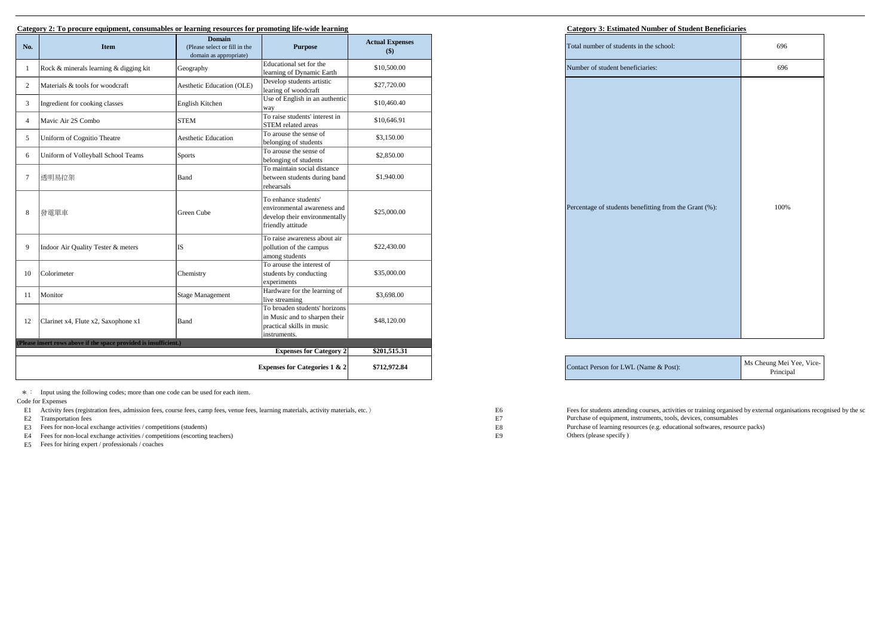**Category 2: To procure equipment, consumables or learning resources for promoting life-wide learning**

| No. | Item | Domain (Please select or fill in the domain as appropriate) | Purpose | Actual Expenses ($) |
|---|---|---|---|---|
| 1 | Rock & minerals learning & digging kit | Geography | Educational set for the learning of Dynamic Earth | $10,500.00 |
| 2 | Materials & tools for woodcraft | Aesthetic Education (OLE) | Develop students artistic learing of woodcraft | $27,720.00 |
| 3 | Ingredient for cooking classes | English Kitchen | Use of English in an authentic way | $10,460.40 |
| 4 | Mavic Air 2S Combo | STEM | To raise students' interest in STEM related areas | $10,646.91 |
| 5 | Uniform of Cognitio Theatre | Aesthetic Education | To arouse the sense of belonging of students | $3,150.00 |
| 6 | Uniform of Volleyball School Teams | Sports | To arouse the sense of belonging of students | $2,850.00 |
| 7 | 透明易拉架 | Band | To maintain social distance between students during band rehearsals | $1,940.00 |
| 8 | 發電單車 | Green Cube | To enhance students' environmental awareness and develop their environmentally friendly attitude | $25,000.00 |
| 9 | Indoor Air Quality Tester & meters | IS | To raise awareness about air pollution of the campus among students | $22,430.00 |
| 10 | Colorimeter | Chemistry | To arouse the interest of students by conducting experiments | $35,000.00 |
| 11 | Monitor | Stage Management | Hardware for the learning of live streaming | $3,698.00 |
| 12 | Clarinet x4, Flute x2, Saxophone x1 | Band | To broaden students' horizons in Music and to sharpen their practical skills in music instruments. | $48,120.00 |
| (Please insert rows above if the space provided is insufficient.) | | | | |
| | | | **Expenses for Category 2** | **$201,515.31** |
| | | | **Expenses for Categories 1 & 2** | **$712,972.84** |

**Category 3: Estimated Number of Student Beneficiaries**

| | |
|---|---|
| Total number of students in the school: | 696 |
| Number of student beneficiaries: | 696 |
| Percentage of students benefitting from the Grant (%): | 100% |

| | |
|---|---|
| Contact Person for LWL (Name & Post): | Ms Cheung Mei Yee, Vice-Principal |

＊： Input using the following codes; more than one code can be used for each item.

Code for Expenses

- E1 Activity fees (registration fees, admission fees, course fees, camp fees, venue fees, learning materials, activity materials, etc.）
- E2 Transportation fees
- E3 Fees for non-local exchange activities / competitions (students)
- E4 Fees for non-local exchange activities / competitions (escorting teachers)
- E5 Fees for hiring expert / professionals / coaches
- E6 Fees for students attending courses, activities or training organised by external organisations recognised by the sc
- E7 Purchase of equipment, instruments, tools, devices, consumables
- E8 Purchase of learning resources (e.g. educational softwares, resource packs)
- E9 Others (please specify )